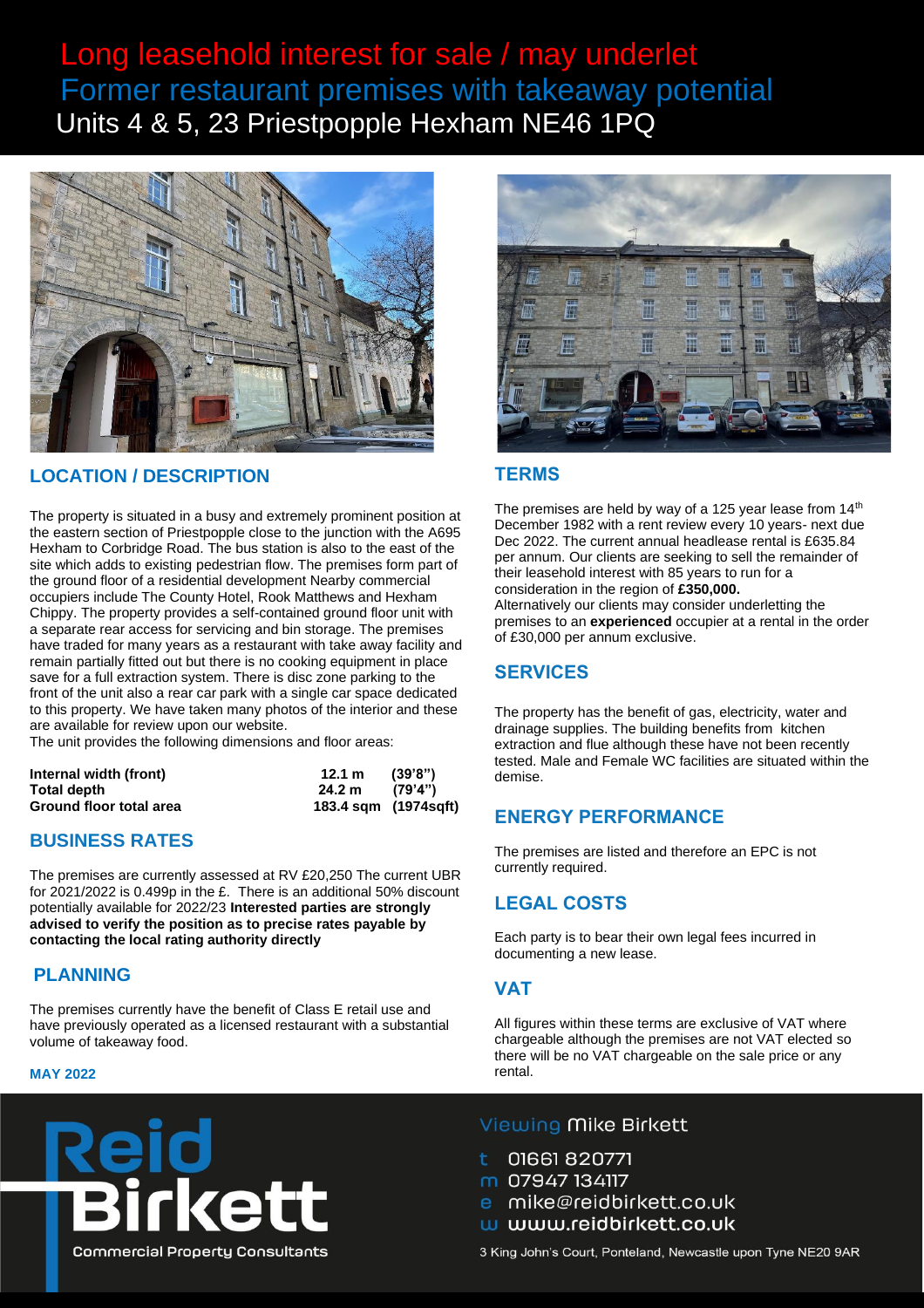# Long leasehold interest for sale / may underlet

## Former restaurant premises with takeaway potential

## Units 4 & 5, 23 Priestpopple Hexham NE46 1PQ

## LOCATION / DESCRIPTION

The property is situated in a busy and extremely prominent position at the eastern section of Priestpopple close to the junction with the A695 Hexham to Corbridge Road. The bus station is also to the east of the site which adds to existing pedestrian flow. The premises form part of the ground floor of a residential development Nearby commercial occupiers include The County Hotel, Rook Matthews and Hexham Chippy. The property provides a self-contained ground floor unit with a separate rear access for servicing and bin storage. The premises have traded for many years as a restaurant with take away facility and remain partially fitted out but there is no cooking equipment in place save for a full extraction system. There is disc zone parking to the front of the unit also a rear car park with a single car space dedicated to this property. We have taken many photos of the interior and these are available for review upon our website.

The unit provides the following dimensions and floor areas:

| | | |
|---|---|---|
| **Internal width (front)** | **12.1 m** | **(39'8")** |
| **Total depth** | **24.2 m** | **(79'4")** |
| **Ground floor total area** | **183.4 sqm** | **(1974sqft)** |

## BUSINESS RATES

The premises are currently assessed at RV £20,250 The current UBR for 2021/2022 is 0.499p in the £. There is an additional 50% discount potentially available for 2022/23 **Interested parties are strongly advised to verify the position as to precise rates payable by contacting the local rating authority directly**

## PLANNING

The premises currently have the benefit of Class E retail use and have previously operated as a licensed restaurant with a substantial volume of takeaway food.

**MAY 2022**

## TERMS

The premises are held by way of a 125 year lease from 14th December 1982 with a rent review every 10 years- next due Dec 2022. The current annual headlease rental is £635.84 per annum. Our clients are seeking to sell the remainder of their leasehold interest with 85 years to run for a consideration in the region of **£350,000.**

Alternatively our clients may consider underletting the premises to an **experienced** occupier at a rental in the order of £30,000 per annum exclusive.

## SERVICES

The property has the benefit of gas, electricity, water and drainage supplies. The building benefits from kitchen extraction and flue although these have not been recently tested. Male and Female WC facilities are situated within the demise.

## ENERGY PERFORMANCE

The premises are listed and therefore an EPC is not currently required.

## LEGAL COSTS

Each party is to bear their own legal fees incurred in documenting a new lease.

## VAT

All figures within these terms are exclusive of VAT where chargeable although the premises are not VAT elected so there will be no VAT chargeable on the sale price or any rental.

**Reid Birkett**
Commercial Property Consultants

Viewing Mike Birkett

- t 01661 820771
- m 07947 134117
- e mike@reidbirkett.co.uk
- w www.reidbirkett.co.uk

3 King John's Court, Ponteland, Newcastle upon Tyne NE20 9AR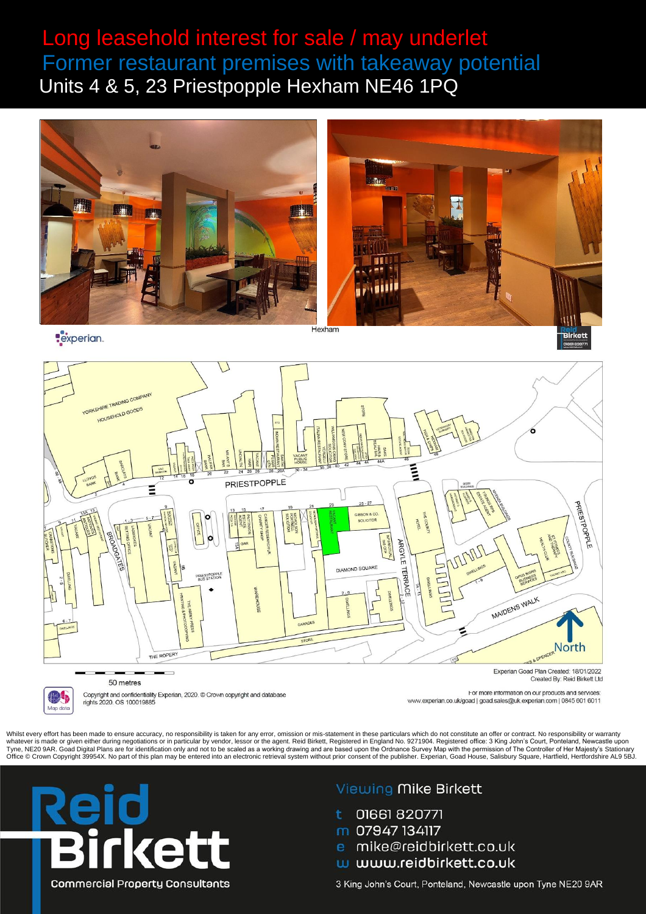# Long leasehold interest for sale / may underlet

## Former restaurant premises with takeaway potential

## Units 4 & 5, 23 Priestpopple Hexham NE46 1PQ

Hexham

50 metres

Experian Goad Plan Created: 18/01/2022
Created By: Reid Birkett Ltd

Copyright and confidentiality Experian, 2020. © Crown copyright and database rights 2020. OS 100019885

For more information on our products and services:
www.experian.co.uk/goad | goad.sales@uk.experian.com | 0845 601 6011

Whilst every effort has been made to ensure accuracy, no responsibility is taken for any error, omission or mis-statement in these particulars which do not constitute an offer or contract. No responsibility or warranty whatever is made or given either during negotiations or in particular by vendor, lessor or the agent. Reid Birkett, Registered in England No. 9271904. Registered office: 3 King John's Court, Ponteland, Newcastle upon Tyne, NE20 9AR. Goad Digital Plans are for identification only and not to be scaled as a working drawing and are based upon the Ordnance Survey Map with the permission of The Controller of Her Majesty's Stationary Office © Crown Copyright 39954X. No part of this plan may be entered into an electronic retrieval system without prior consent of the publisher. Experian, Goad House, Salisbury Square, Hartfield, Hertfordshire AL9 5BJ.

Reid Birkett
Commercial Property Consultants

**Viewing** Mike Birkett

- t 01661 820771
- m 07947 134117
- e mike@reidbirkett.co.uk
- w www.reidbirkett.co.uk

3 King John's Court, Ponteland, Newcastle upon Tyne NE20 9AR